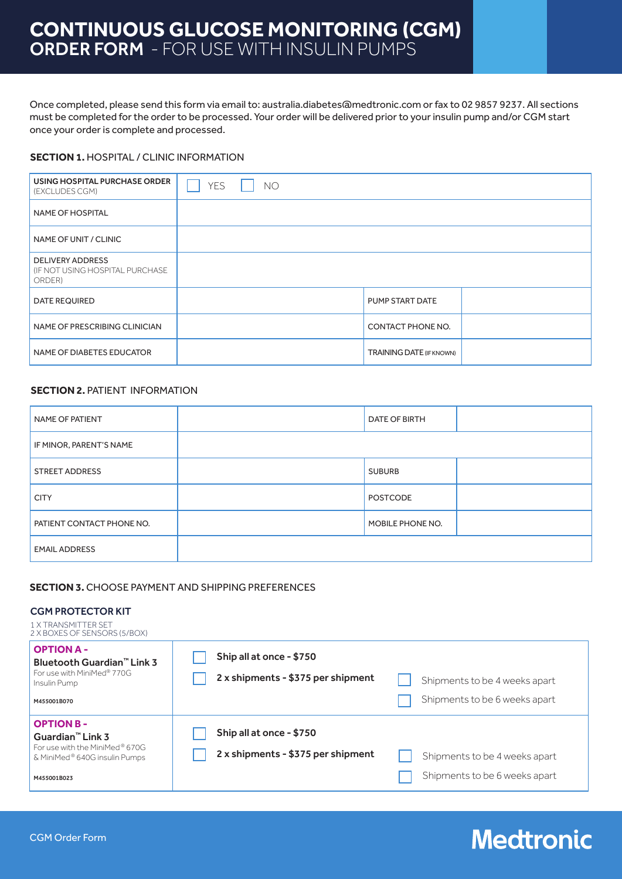# CONTINUOUS GLUCOSE MONITORING (CGM) ORDER FORM - FOR USE WITH INSULIN PUMPS

Once completed, please send this form via email to: australia.diabetes@medtronic.com or fax to 02 9857 9237. All sections must be completed for the order to be processed. Your order will be delivered prior to your insulin pump and/or CGM start once your order is complete and processed.

## SECTION 1. HOSPITAL / CLINIC INFORMATION

| | | | |
|---|---|---|---|
| USING HOSPITAL PURCHASE ORDER (EXCLUDES CGM) | ☐ YES ☐ NO | | |
| NAME OF HOSPITAL | | | |
| NAME OF UNIT / CLINIC | | | |
| DELIVERY ADDRESS (IF NOT USING HOSPITAL PURCHASE ORDER) | | | |
| DATE REQUIRED | | PUMP START DATE | |
| NAME OF PRESCRIBING CLINICIAN | | CONTACT PHONE NO. | |
| NAME OF DIABETES EDUCATOR | | TRAINING DATE (IF KNOWN) | |

## SECTION 2. PATIENT INFORMATION

| | | | |
|---|---|---|---|
| NAME OF PATIENT | | DATE OF BIRTH | |
| IF MINOR, PARENT'S NAME | | | |
| STREET ADDRESS | | SUBURB | |
| CITY | | POSTCODE | |
| PATIENT CONTACT PHONE NO. | | MOBILE PHONE NO. | |
| EMAIL ADDRESS | | | |

## SECTION 3. CHOOSE PAYMENT AND SHIPPING PREFERENCES

### CGM PROTECTOR KIT

1 X TRANSMITTER SET
2 X BOXES OF SENSORS (5/BOX)

| | | |
|---|---|---|
| **OPTION A - Bluetooth Guardian™ Link 3** For use with MiniMed® 770G Insulin Pump M455001B070 | ☐ **Ship all at once - $750** | |
| | ☐ **2 x shipments - $375 per shipment** | ☐ Shipments to be 4 weeks apart<br>☐ Shipments to be 6 weeks apart |
| **OPTION B - Guardian™ Link 3** For use with the MiniMed® 670G & MiniMed® 640G insulin Pumps M455001B023 | ☐ **Ship all at once - $750** | |
| | ☐ **2 x shipments - $375 per shipment** | ☐ Shipments to be 4 weeks apart<br>☐ Shipments to be 6 weeks apart |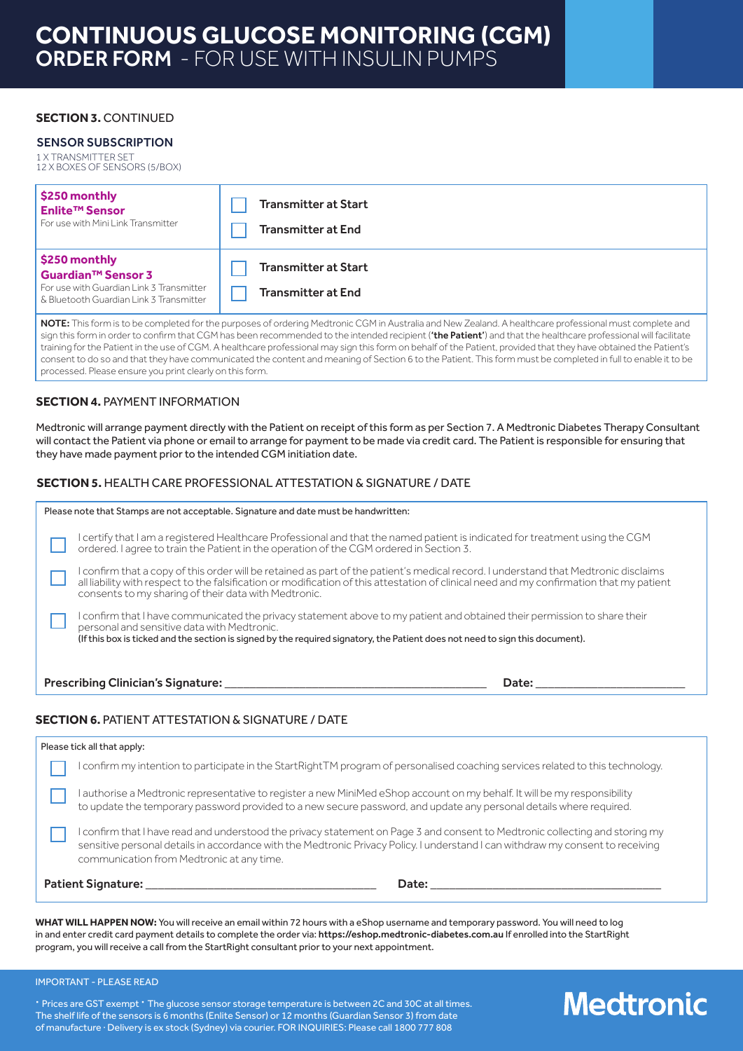# CONTINUOUS GLUCOSE MONITORING (CGM) ORDER FORM - FOR USE WITH INSULIN PUMPS

**SECTION 3.** CONTINUED

### SENSOR SUBSCRIPTION

1 X TRANSMITTER SET
12 X BOXES OF SENSORS (5/BOX)

| Product | Options |
|---|---|
| **$250 monthly** **Enlite™ Sensor** For use with Mini Link Transmitter | ☐ **Transmitter at Start** ☐ **Transmitter at End** |
| **$250 monthly** **Guardian™ Sensor 3** For use with Guardian Link 3 Transmitter & Bluetooth Guardian Link 3 Transmitter | ☐ **Transmitter at Start** ☐ **Transmitter at End** |

**NOTE:** This form is to be completed for the purposes of ordering Medtronic CGM in Australia and New Zealand. A healthcare professional must complete and sign this form in order to confirm that CGM has been recommended to the intended recipient (**'the Patient'**) and that the healthcare professional will facilitate training for the Patient in the use of CGM. A healthcare professional may sign this form on behalf of the Patient, provided that they have obtained the Patient's consent to do so and that they have communicated the content and meaning of Section 6 to the Patient. This form must be completed in full to enable it to be processed. Please ensure you print clearly on this form.

**SECTION 4.** PAYMENT INFORMATION

Medtronic will arrange payment directly with the Patient on receipt of this form as per Section 7. A Medtronic Diabetes Therapy Consultant will contact the Patient via phone or email to arrange for payment to be made via credit card. The Patient is responsible for ensuring that they have made payment prior to the intended CGM initiation date.

**SECTION 5.** HEALTH CARE PROFESSIONAL ATTESTATION & SIGNATURE / DATE

Please note that Stamps are not acceptable. Signature and date must be handwritten:

- ☐ I certify that I am a registered Healthcare Professional and that the named patient is indicated for treatment using the CGM ordered. I agree to train the Patient in the operation of the CGM ordered in Section 3.
- ☐ I confirm that a copy of this order will be retained as part of the patient's medical record. I understand that Medtronic disclaims all liability with respect to the falsification or modification of this attestation of clinical need and my confirmation that my patient consents to my sharing of their data with Medtronic.
- ☐ I confirm that I have communicated the privacy statement above to my patient and obtained their permission to share their personal and sensitive data with Medtronic.
  (If this box is ticked and the section is signed by the required signatory, the Patient does not need to sign this document).

**Prescribing Clinician's Signature:** ______________________ **Date:** ______________

**SECTION 6.** PATIENT ATTESTATION & SIGNATURE / DATE

Please tick all that apply:

- ☐ I confirm my intention to participate in the StartRightTM program of personalised coaching services related to this technology.
- ☐ I authorise a Medtronic representative to register a new MiniMed eShop account on my behalf. It will be my responsibility to update the temporary password provided to a new secure password, and update any personal details where required.
- ☐ I confirm that I have read and understood the privacy statement on Page 3 and consent to Medtronic collecting and storing my sensitive personal details in accordance with the Medtronic Privacy Policy. I understand I can withdraw my consent to receiving communication from Medtronic at any time.

**Patient Signature:** ______________________ **Date:** ______________________

**WHAT WILL HAPPEN NOW:** You will receive an email within 72 hours with a eShop username and temporary password. You will need to log in and enter credit card payment details to complete the order via: **https://eshop.medtronic-diabetes.com.au** If enrolled into the StartRight program, you will receive a call from the StartRight consultant prior to your next appointment.

IMPORTANT - PLEASE READ

• Prices are GST exempt • The glucose sensor storage temperature is between 2C and 30C at all times. The shelf life of the sensors is 6 months (Enlite Sensor) or 12 months (Guardian Sensor 3) from date of manufacture · Delivery is ex stock (Sydney) via courier. FOR INQUIRIES: Please call 1800 777 808

**Medtronic**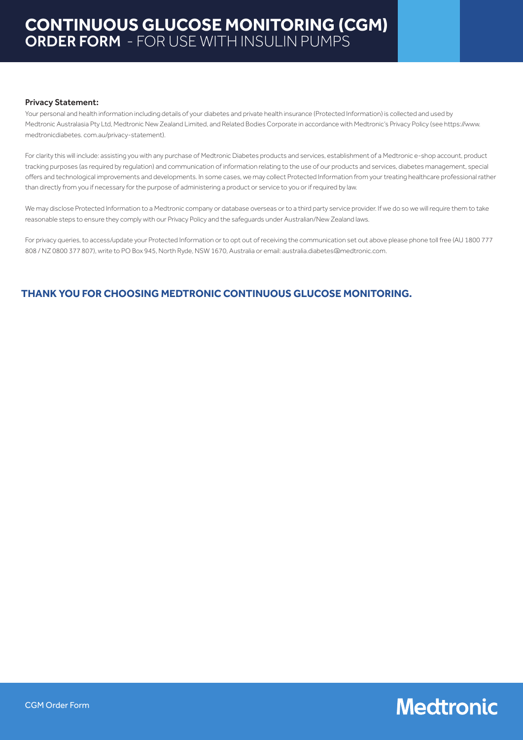# CONTINUOUS GLUCOSE MONITORING (CGM) ORDER FORM - FOR USE WITH INSULIN PUMPS

**Privacy Statement:**

Your personal and health information including details of your diabetes and private health insurance (Protected Information) is collected and used by Medtronic Australasia Pty Ltd, Medtronic New Zealand Limited, and Related Bodies Corporate in accordance with Medtronic's Privacy Policy (see https://www.medtronicdiabetes. com.au/privacy-statement).

For clarity this will include: assisting you with any purchase of Medtronic Diabetes products and services, establishment of a Medtronic e-shop account, product tracking purposes (as required by regulation) and communication of information relating to the use of our products and services, diabetes management, special offers and technological improvements and developments. In some cases, we may collect Protected Information from your treating healthcare professional rather than directly from you if necessary for the purpose of administering a product or service to you or if required by law.

We may disclose Protected Information to a Medtronic company or database overseas or to a third party service provider. If we do so we will require them to take reasonable steps to ensure they comply with our Privacy Policy and the safeguards under Australian/New Zealand laws.

For privacy queries, to access/update your Protected Information or to opt out of receiving the communication set out above please phone toll free (AU 1800 777 808 / NZ 0800 377 807), write to PO Box 945, North Ryde, NSW 1670, Australia or email: australia.diabetes@medtronic.com.

## THANK YOU FOR CHOOSING MEDTRONIC CONTINUOUS GLUCOSE MONITORING.